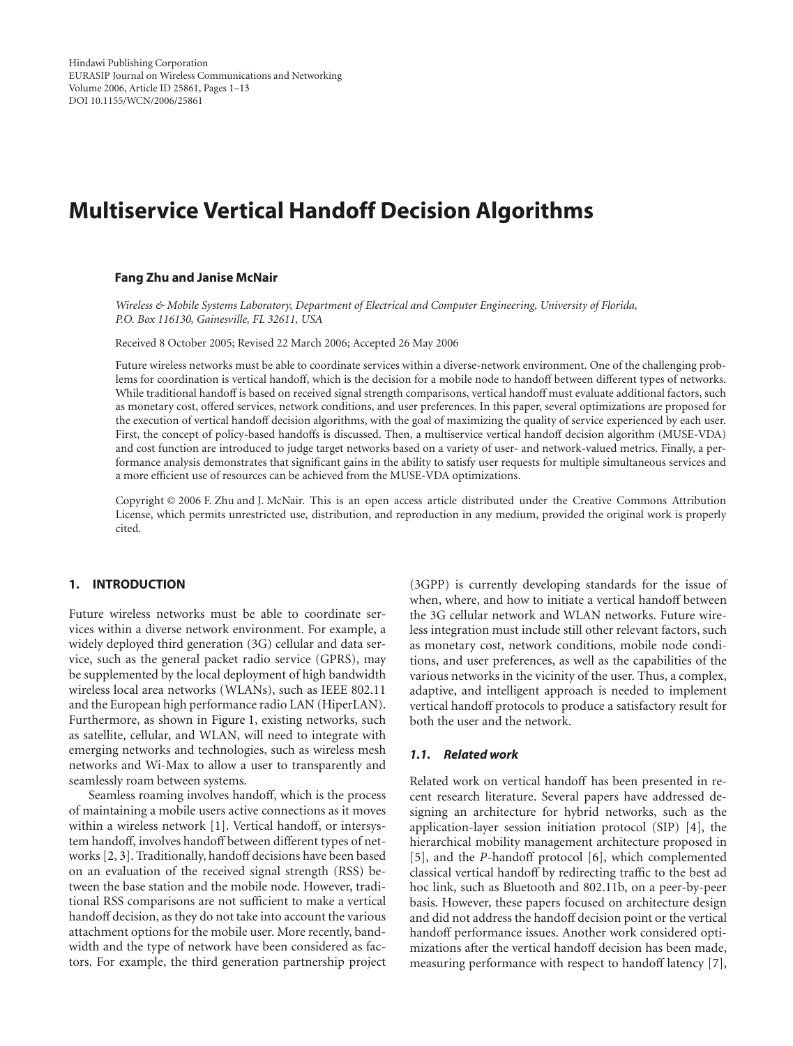Hindawi Publishing Corporation
EURASIP Journal on Wireless Communications and Networking
Volume 2006, Article ID 25861, Pages 1–13
DOI 10.1155/WCN/2006/25861

# Multiservice Vertical Handoff Decision Algorithms

**Fang Zhu and Janise McNair**

*Wireless & Mobile Systems Laboratory, Department of Electrical and Computer Engineering, University of Florida, P.O. Box 116130, Gainesville, FL 32611, USA*

Received 8 October 2005; Revised 22 March 2006; Accepted 26 May 2006

Future wireless networks must be able to coordinate services within a diverse-network environment. One of the challenging problems for coordination is vertical handoff, which is the decision for a mobile node to handoff between different types of networks. While traditional handoff is based on received signal strength comparisons, vertical handoff must evaluate additional factors, such as monetary cost, offered services, network conditions, and user preferences. In this paper, several optimizations are proposed for the execution of vertical handoff decision algorithms, with the goal of maximizing the quality of service experienced by each user. First, the concept of policy-based handoffs is discussed. Then, a multiservice vertical handoff decision algorithm (MUSE-VDA) and cost function are introduced to judge target networks based on a variety of user- and network-valued metrics. Finally, a performance analysis demonstrates that significant gains in the ability to satisfy user requests for multiple simultaneous services and a more efficient use of resources can be achieved from the MUSE-VDA optimizations.

Copyright © 2006 F. Zhu and J. McNair. This is an open access article distributed under the Creative Commons Attribution License, which permits unrestricted use, distribution, and reproduction in any medium, provided the original work is properly cited.

## 1. INTRODUCTION

Future wireless networks must be able to coordinate services within a diverse network environment. For example, a widely deployed third generation (3G) cellular and data service, such as the general packet radio service (GPRS), may be supplemented by the local deployment of high bandwidth wireless local area networks (WLANs), such as IEEE 802.11 and the European high performance radio LAN (HiperLAN). Furthermore, as shown in Figure 1, existing networks, such as satellite, cellular, and WLAN, will need to integrate with emerging networks and technologies, such as wireless mesh networks and Wi-Max to allow a user to transparently and seamlessly roam between systems.

Seamless roaming involves handoff, which is the process of maintaining a mobile users active connections as it moves within a wireless network [1]. Vertical handoff, or intersystem handoff, involves handoff between different types of networks [2, 3]. Traditionally, handoff decisions have been based on an evaluation of the received signal strength (RSS) between the base station and the mobile node. However, traditional RSS comparisons are not sufficient to make a vertical handoff decision, as they do not take into account the various attachment options for the mobile user. More recently, bandwidth and the type of network have been considered as factors. For example, the third generation partnership project (3GPP) is currently developing standards for the issue of when, where, and how to initiate a vertical handoff between the 3G cellular network and WLAN networks. Future wireless integration must include still other relevant factors, such as monetary cost, network conditions, mobile node conditions, and user preferences, as well as the capabilities of the various networks in the vicinity of the user. Thus, a complex, adaptive, and intelligent approach is needed to implement vertical handoff protocols to produce a satisfactory result for both the user and the network.

### 1.1. Related work

Related work on vertical handoff has been presented in recent research literature. Several papers have addressed designing an architecture for hybrid networks, such as the application-layer session initiation protocol (SIP) [4], the hierarchical mobility management architecture proposed in [5], and the *P*-handoff protocol [6], which complemented classical vertical handoff by redirecting traffic to the best ad hoc link, such as Bluetooth and 802.11b, on a peer-by-peer basis. However, these papers focused on architecture design and did not address the handoff decision point or the vertical handoff performance issues. Another work considered optimizations after the vertical handoff decision has been made, measuring performance with respect to handoff latency [7],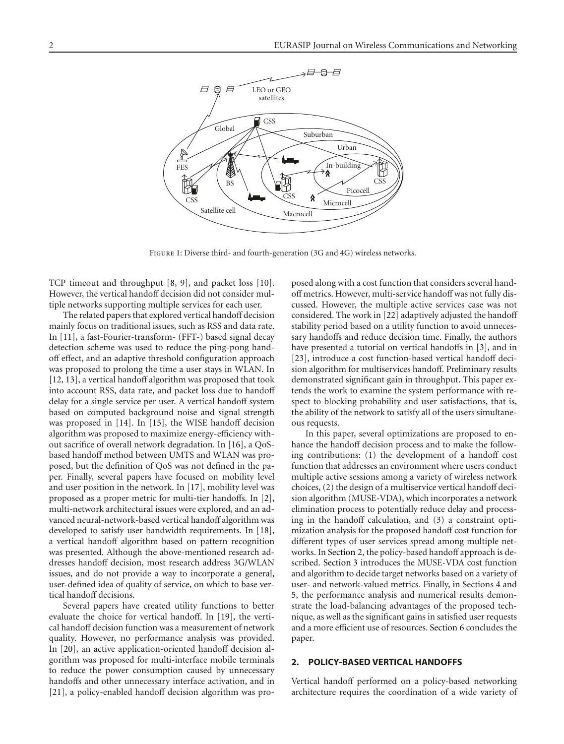Figure 1: Diverse third- and fourth-generation (3G and 4G) wireless networks.

TCP timeout and throughput [8, 9], and packet loss [10]. However, the vertical handoff decision did not consider multiple networks supporting multiple services for each user.

The related papers that explored vertical handoff decision mainly focus on traditional issues, such as RSS and data rate. In [11], a fast-Fourier-transform- (FFT-) based signal decay detection scheme was used to reduce the ping-pong handoff effect, and an adaptive threshold configuration approach was proposed to prolong the time a user stays in WLAN. In [12, 13], a vertical handoff algorithm was proposed that took into account RSS, data rate, and packet loss due to handoff delay for a single service per user. A vertical handoff system based on computed background noise and signal strength was proposed in [14]. In [15], the WISE handoff decision algorithm was proposed to maximize energy-efficiency without sacrifice of overall network degradation. In [16], a QoS-based handoff method between UMTS and WLAN was proposed, but the definition of QoS was not defined in the paper. Finally, several papers have focused on mobility level and user position in the network. In [17], mobility level was proposed as a proper metric for multi-tier handoffs. In [2], multi-network architectural issues were explored, and an advanced neural-network-based vertical handoff algorithm was developed to satisfy user bandwidth requirements. In [18], a vertical handoff algorithm based on pattern recognition was presented. Although the above-mentioned research addresses handoff decision, most research address 3G/WLAN issues, and do not provide a way to incorporate a general, user-defined idea of quality of service, on which to base vertical handoff decisions.

Several papers have created utility functions to better evaluate the choice for vertical handoff. In [19], the vertical handoff decision function was a measurement of network quality. However, no performance analysis was provided. In [20], an active application-oriented handoff decision algorithm was proposed for multi-interface mobile terminals to reduce the power consumption caused by unnecessary handoffs and other unnecessary interface activation, and in [21], a policy-enabled handoff decision algorithm was proposed along with a cost function that considers several handoff metrics. However, multi-service handoff was not fully discussed. However, the multiple active services case was not considered. The work in [22] adaptively adjusted the handoff stability period based on a utility function to avoid unnecessary handoffs and reduce decision time. Finally, the authors have presented a tutorial on vertical handoffs in [3], and in [23], introduce a cost function-based vertical handoff decision algorithm for multiservices handoff. Preliminary results demonstrated significant gain in throughput. This paper extends the work to examine the system performance with respect to blocking probability and user satisfactions, that is, the ability of the network to satisfy all of the users simultaneous requests.

In this paper, several optimizations are proposed to enhance the handoff decision process and to make the following contributions: (1) the development of a handoff cost function that addresses an environment where users conduct multiple active sessions among a variety of wireless network choices, (2) the design of a multiservice vertical handoff decision algorithm (MUSE-VDA), which incorporates a network elimination process to potentially reduce delay and processing in the handoff calculation, and (3) a constraint optimization analysis for the proposed handoff cost function for different types of user services spread among multiple networks. In Section 2, the policy-based handoff approach is described. Section 3 introduces the MUSE-VDA cost function and algorithm to decide target networks based on a variety of user- and network-valued metrics. Finally, in Sections 4 and 5, the performance analysis and numerical results demonstrate the load-balancing advantages of the proposed technique, as well as the significant gains in satisfied user requests and a more efficient use of resources. Section 6 concludes the paper.

## 2. POLICY-BASED VERTICAL HANDOFFS

Vertical handoff performed on a policy-based networking architecture requires the coordination of a wide variety of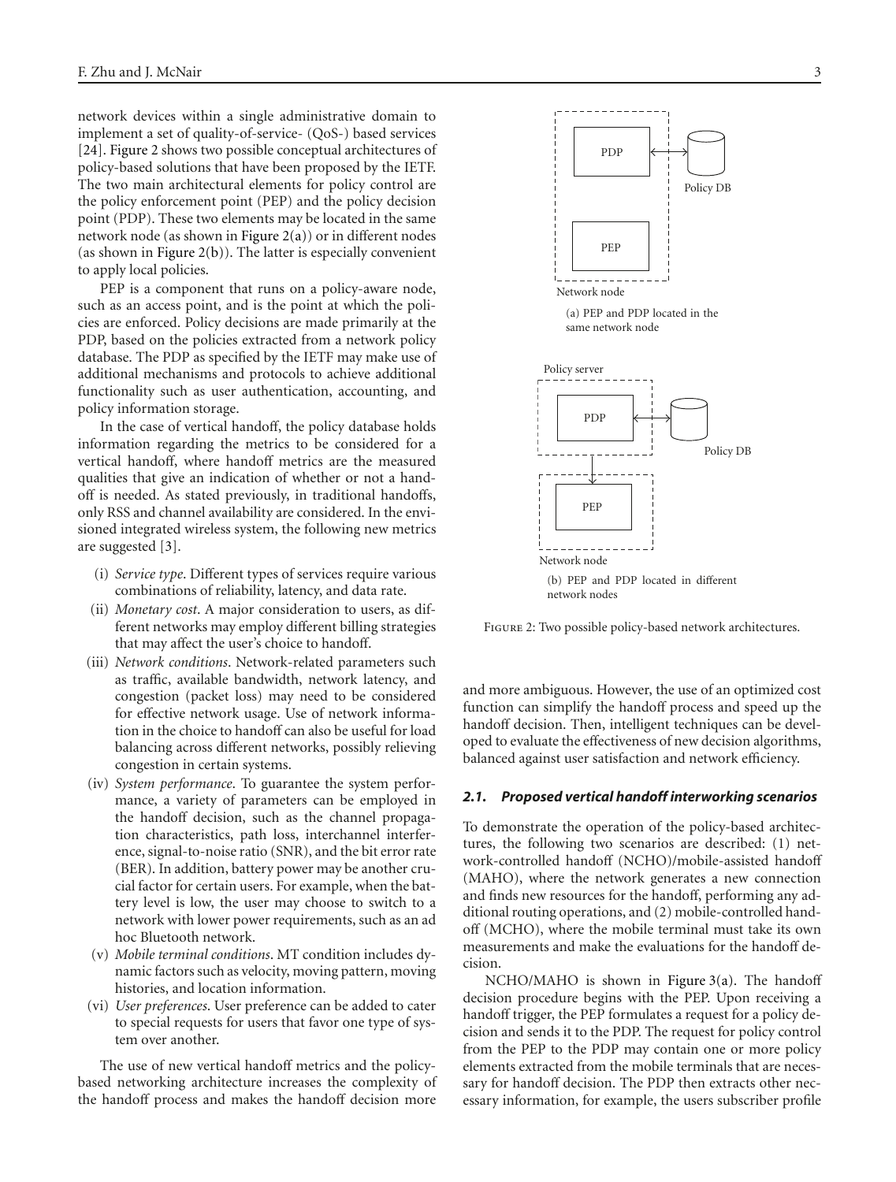network devices within a single administrative domain to implement a set of quality-of-service- (QoS-) based services [24]. Figure 2 shows two possible conceptual architectures of policy-based solutions that have been proposed by the IETF. The two main architectural elements for policy control are the policy enforcement point (PEP) and the policy decision point (PDP). These two elements may be located in the same network node (as shown in Figure 2(a)) or in different nodes (as shown in Figure 2(b)). The latter is especially convenient to apply local policies.

PEP is a component that runs on a policy-aware node, such as an access point, and is the point at which the policies are enforced. Policy decisions are made primarily at the PDP, based on the policies extracted from a network policy database. The PDP as specified by the IETF may make use of additional mechanisms and protocols to achieve additional functionality such as user authentication, accounting, and policy information storage.

In the case of vertical handoff, the policy database holds information regarding the metrics to be considered for a vertical handoff, where handoff metrics are the measured qualities that give an indication of whether or not a handoff is needed. As stated previously, in traditional handoffs, only RSS and channel availability are considered. In the envisioned integrated wireless system, the following new metrics are suggested [3].

(i) *Service type*. Different types of services require various combinations of reliability, latency, and data rate.

(ii) *Monetary cost*. A major consideration to users, as different networks may employ different billing strategies that may affect the user's choice to handoff.

(iii) *Network conditions*. Network-related parameters such as traffic, available bandwidth, network latency, and congestion (packet loss) may need to be considered for effective network usage. Use of network information in the choice to handoff can also be useful for load balancing across different networks, possibly relieving congestion in certain systems.

(iv) *System performance*. To guarantee the system performance, a variety of parameters can be employed in the handoff decision, such as the channel propagation characteristics, path loss, interchannel interference, signal-to-noise ratio (SNR), and the bit error rate (BER). In addition, battery power may be another crucial factor for certain users. For example, when the battery level is low, the user may choose to switch to a network with lower power requirements, such as an ad hoc Bluetooth network.

(v) *Mobile terminal conditions*. MT condition includes dynamic factors such as velocity, moving pattern, moving histories, and location information.

(vi) *User preferences*. User preference can be added to cater to special requests for users that favor one type of system over another.

The use of new vertical handoff metrics and the policy-based networking architecture increases the complexity of the handoff process and makes the handoff decision more and more ambiguous. However, the use of an optimized cost function can simplify the handoff process and speed up the handoff decision. Then, intelligent techniques can be developed to evaluate the effectiveness of new decision algorithms, balanced against user satisfaction and network efficiency.

(a) PEP and PDP located in the same network node

(b) PEP and PDP located in different network nodes

Figure 2: Two possible policy-based network architectures.

### *2.1. Proposed vertical handoff interworking scenarios*

To demonstrate the operation of the policy-based architectures, the following two scenarios are described: (1) network-controlled handoff (NCHO)/mobile-assisted handoff (MAHO), where the network generates a new connection and finds new resources for the handoff, performing any additional routing operations, and (2) mobile-controlled handoff (MCHO), where the mobile terminal must take its own measurements and make the evaluations for the handoff decision.

NCHO/MAHO is shown in Figure 3(a). The handoff decision procedure begins with the PEP. Upon receiving a handoff trigger, the PEP formulates a request for a policy decision and sends it to the PDP. The request for policy control from the PEP to the PDP may contain one or more policy elements extracted from the mobile terminals that are necessary for handoff decision. The PDP then extracts other necessary information, for example, the users subscriber profile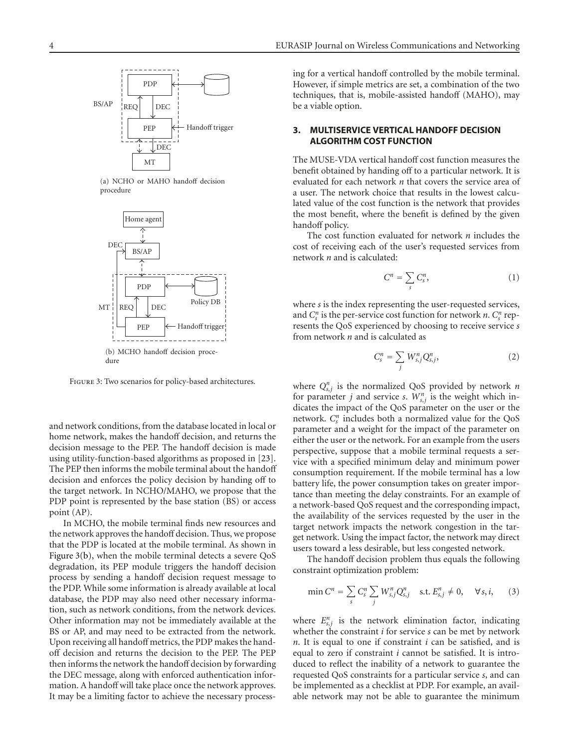(a) NCHO or MAHO handoff decision procedure

(b) MCHO handoff decision procedure

Figure 3: Two scenarios for policy-based architectures.

and network conditions, from the database located in local or home network, makes the handoff decision, and returns the decision message to the PEP. The handoff decision is made using utility-function-based algorithms as proposed in [23]. The PEP then informs the mobile terminal about the handoff decision and enforces the policy decision by handing off to the target network. In NCHO/MAHO, we propose that the PDP point is represented by the base station (BS) or access point (AP).

In MCHO, the mobile terminal finds new resources and the network approves the handoff decision. Thus, we propose that the PDP is located at the mobile terminal. As shown in Figure 3(b), when the mobile terminal detects a severe QoS degradation, its PEP module triggers the handoff decision process by sending a handoff decision request message to the PDP. While some information is already available at local database, the PDP may also need other necessary information, such as network conditions, from the network devices. Other information may not be immediately available at the BS or AP, and may need to be extracted from the network. Upon receiving all handoff metrics, the PDP makes the handoff decision and returns the decision to the PEP. The PEP then informs the network the handoff decision by forwarding the DEC message, along with enforced authentication information. A handoff will take place once the network approves. It may be a limiting factor to achieve the necessary processing for a vertical handoff controlled by the mobile terminal. However, if simple metrics are set, a combination of the two techniques, that is, mobile-assisted handoff (MAHO), may be a viable option.

## 3. MULTISERVICE VERTICAL HANDOFF DECISION ALGORITHM COST FUNCTION

The MUSE-VDA vertical handoff cost function measures the benefit obtained by handing off to a particular network. It is evaluated for each network *n* that covers the service area of a user. The network choice that results in the lowest calculated value of the cost function is the network that provides the most benefit, where the benefit is defined by the given handoff policy.

The cost function evaluated for network *n* includes the cost of receiving each of the user's requested services from network *n* and is calculated:

$$C^n = \sum_s C_s^n, \tag{1}$$

where *s* is the index representing the user-requested services, and $C_s^n$ is the per-service cost function for network *n*. $C_s^n$ represents the QoS experienced by choosing to receive service *s* from network *n* and is calculated as

$$C_s^n = \sum_j W_{s,j}^n Q_{s,j}^n, \tag{2}$$

where $Q_{s,j}^n$ is the normalized QoS provided by network *n* for parameter *j* and service *s*. $W_{s,j}^n$ is the weight which indicates the impact of the QoS parameter on the user or the network. $C_s^n$ includes both a normalized value for the QoS parameter and a weight for the impact of the parameter on either the user or the network. For an example from the users perspective, suppose that a mobile terminal requests a service with a specified minimum delay and minimum power consumption requirement. If the mobile terminal has a low battery life, the power consumption takes on greater importance than meeting the delay constraints. For an example of a network-based QoS request and the corresponding impact, the availability of the services requested by the user in the target network impacts the network congestion in the target network. Using the impact factor, the network may direct users toward a less desirable, but less congested network.

The handoff decision problem thus equals the following constraint optimization problem:

$$\min C^n = \sum_s C_s^n \sum_j W_{s,j}^n Q_{s,j}^n \quad \text{s.t. } E_{s,j}^n \neq 0, \quad \forall s, i, \tag{3}$$

where $E_{s,j}^n$ is the network elimination factor, indicating whether the constraint *i* for service *s* can be met by network *n*. It is equal to one if constraint *i* can be satisfied, and is equal to zero if constraint *i* cannot be satisfied. It is introduced to reflect the inability of a network to guarantee the requested QoS constraints for a particular service *s*, and can be implemented as a checklist at PDP. For example, an available network may not be able to guarantee the minimum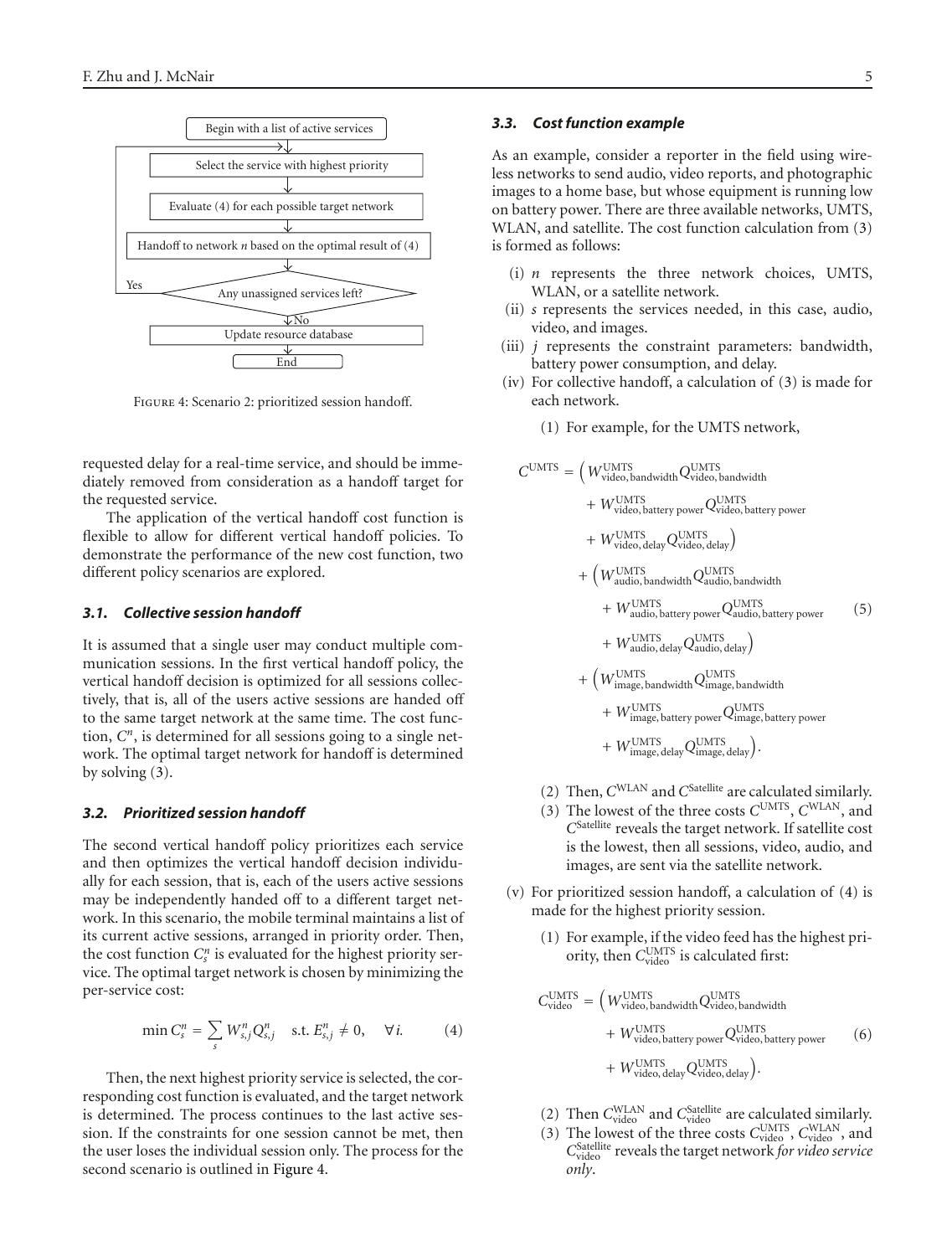Begin with a list of active services

Select the service with highest priority

Evaluate (4) for each possible target network

Handoff to network $n$ based on the optimal result of (4)

Any unassigned services left? (Yes → Select the service with highest priority; No → continue)

Update resource database

End

Figure 4: Scenario 2: prioritized session handoff.

requested delay for a real-time service, and should be immediately removed from consideration as a handoff target for the requested service.

The application of the vertical handoff cost function is flexible to allow for different vertical handoff policies. To demonstrate the performance of the new cost function, two different policy scenarios are explored.

### *3.1. Collective session handoff*

It is assumed that a single user may conduct multiple communication sessions. In the first vertical handoff policy, the vertical handoff decision is optimized for all sessions collectively, that is, all of the users active sessions are handed off to the same target network at the same time. The cost function, $C^n$, is determined for all sessions going to a single network. The optimal target network for handoff is determined by solving (3).

### *3.2. Prioritized session handoff*

The second vertical handoff policy prioritizes each service and then optimizes the vertical handoff decision individually for each session, that is, each of the users active sessions may be independently handed off to a different target network. In this scenario, the mobile terminal maintains a list of its current active sessions, arranged in priority order. Then, the cost function $C_s^n$ is evaluated for the highest priority service. The optimal target network is chosen by minimizing the per-service cost:

$$\min C_s^n = \sum_s W_{s,j}^n Q_{s,j}^n \quad \text{s.t. } E_{s,j}^n \neq 0, \quad \forall i. \tag{4}$$

Then, the next highest priority service is selected, the corresponding cost function is evaluated, and the target network is determined. The process continues to the last active session. If the constraints for one session cannot be met, then the user loses the individual session only. The process for the second scenario is outlined in Figure 4.

### *3.3. Cost function example*

As an example, consider a reporter in the field using wireless networks to send audio, video reports, and photographic images to a home base, but whose equipment is running low on battery power. There are three available networks, UMTS, WLAN, and satellite. The cost function calculation from (3) is formed as follows:

(i) $n$ represents the three network choices, UMTS, WLAN, or a satellite network.

(ii) $s$ represents the services needed, in this case, audio, video, and images.

(iii) $j$ represents the constraint parameters: bandwidth, battery power consumption, and delay.

(iv) For collective handoff, a calculation of (3) is made for each network.

(1) For example, for the UMTS network,

$$\begin{aligned} C^{\text{UMTS}} = &\Big( W_{\text{video, bandwidth}}^{\text{UMTS}} Q_{\text{video, bandwidth}}^{\text{UMTS}} \\ &+ W_{\text{video, battery power}}^{\text{UMTS}} Q_{\text{video, battery power}}^{\text{UMTS}} \\ &+ W_{\text{video, delay}}^{\text{UMTS}} Q_{\text{video, delay}}^{\text{UMTS}} \Big) \\ &+ \Big( W_{\text{audio, bandwidth}}^{\text{UMTS}} Q_{\text{audio, bandwidth}}^{\text{UMTS}} \\ &+ W_{\text{audio, battery power}}^{\text{UMTS}} Q_{\text{audio, battery power}}^{\text{UMTS}} \\ &+ W_{\text{audio, delay}}^{\text{UMTS}} Q_{\text{audio, delay}}^{\text{UMTS}} \Big) \\ &+ \Big( W_{\text{image, bandwidth}}^{\text{UMTS}} Q_{\text{image, bandwidth}}^{\text{UMTS}} \\ &+ W_{\text{image, battery power}}^{\text{UMTS}} Q_{\text{image, battery power}}^{\text{UMTS}} \\ &+ W_{\text{image, delay}}^{\text{UMTS}} Q_{\text{image, delay}}^{\text{UMTS}} \Big). \end{aligned} \tag{5}$$

(2) Then, $C^{\text{WLAN}}$ and $C^{\text{Satellite}}$ are calculated similarly.

(3) The lowest of the three costs $C^{\text{UMTS}}$, $C^{\text{WLAN}}$, and $C^{\text{Satellite}}$ reveals the target network. If satellite cost is the lowest, then all sessions, video, audio, and images, are sent via the satellite network.

(v) For prioritized session handoff, a calculation of (4) is made for the highest priority session.

(1) For example, if the video feed has the highest priority, then $C_{\text{video}}^{\text{UMTS}}$ is calculated first:

$$\begin{aligned} C_{\text{video}}^{\text{UMTS}} = &\Big( W_{\text{video, bandwidth}}^{\text{UMTS}} Q_{\text{video, bandwidth}}^{\text{UMTS}} \\ &+ W_{\text{video, battery power}}^{\text{UMTS}} Q_{\text{video, battery power}}^{\text{UMTS}} \\ &+ W_{\text{video, delay}}^{\text{UMTS}} Q_{\text{video, delay}}^{\text{UMTS}} \Big). \end{aligned} \tag{6}$$

(2) Then $C_{\text{video}}^{\text{WLAN}}$ and $C_{\text{video}}^{\text{Satellite}}$ are calculated similarly.

(3) The lowest of the three costs $C_{\text{video}}^{\text{UMTS}}$, $C_{\text{video}}^{\text{WLAN}}$, and $C_{\text{video}}^{\text{Satellite}}$ reveals the target network *for video service only*.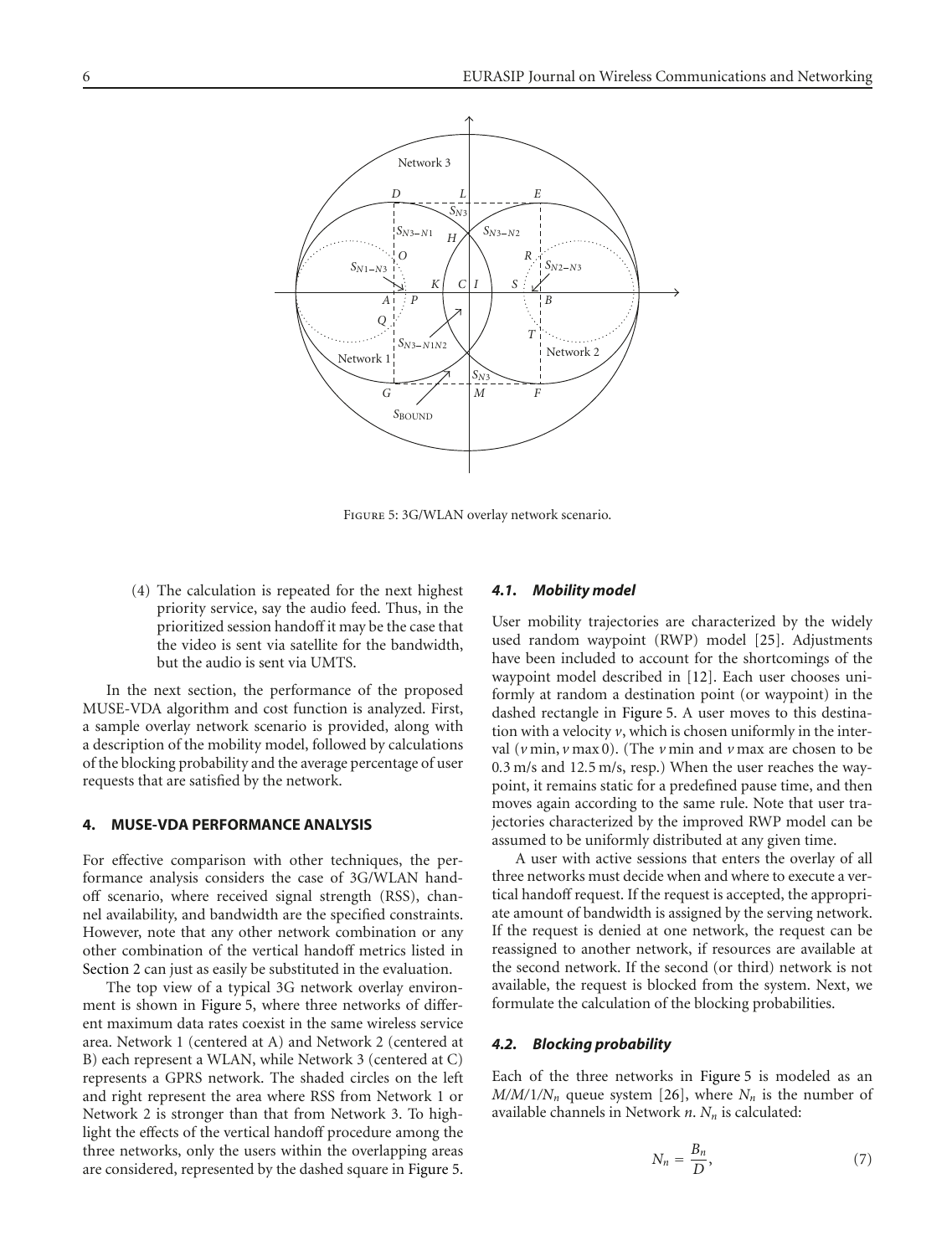Figure 5: 3G/WLAN overlay network scenario.

(4) The calculation is repeated for the next highest priority service, say the audio feed. Thus, in the prioritized session handoff it may be the case that the video is sent via satellite for the bandwidth, but the audio is sent via UMTS.

In the next section, the performance of the proposed MUSE-VDA algorithm and cost function is analyzed. First, a sample overlay network scenario is provided, along with a description of the mobility model, followed by calculations of the blocking probability and the average percentage of user requests that are satisfied by the network.

## 4. MUSE-VDA PERFORMANCE ANALYSIS

For effective comparison with other techniques, the performance analysis considers the case of 3G/WLAN handoff scenario, where received signal strength (RSS), channel availability, and bandwidth are the specified constraints. However, note that any other network combination or any other combination of the vertical handoff metrics listed in Section 2 can just as easily be substituted in the evaluation.

The top view of a typical 3G network overlay environment is shown in Figure 5, where three networks of different maximum data rates coexist in the same wireless service area. Network 1 (centered at A) and Network 2 (centered at B) each represent a WLAN, while Network 3 (centered at C) represents a GPRS network. The shaded circles on the left and right represent the area where RSS from Network 1 or Network 2 is stronger than that from Network 3. To highlight the effects of the vertical handoff procedure among the three networks, only the users within the overlapping areas are considered, represented by the dashed square in Figure 5.

### 4.1. Mobility model

User mobility trajectories are characterized by the widely used random waypoint (RWP) model [25]. Adjustments have been included to account for the shortcomings of the waypoint model described in [12]. Each user chooses uniformly at random a destination point (or waypoint) in the dashed rectangle in Figure 5. A user moves to this destination with a velocity $v$, which is chosen uniformly in the interval ($v\,\mathrm{min}$, $v\,\mathrm{max}\,0$). (The $v\,\mathrm{min}$ and $v\,\mathrm{max}$ are chosen to be 0.3 m/s and 12.5 m/s, resp.) When the user reaches the waypoint, it remains static for a predefined pause time, and then moves again according to the same rule. Note that user trajectories characterized by the improved RWP model can be assumed to be uniformly distributed at any given time.

A user with active sessions that enters the overlay of all three networks must decide when and where to execute a vertical handoff request. If the request is accepted, the appropriate amount of bandwidth is assigned by the serving network. If the request is denied at one network, the request can be reassigned to another network, if resources are available at the second network. If the second (or third) network is not available, the request is blocked from the system. Next, we formulate the calculation of the blocking probabilities.

### 4.2. Blocking probability

Each of the three networks in Figure 5 is modeled as an $M/M/1/N_n$ queue system [26], where $N_n$ is the number of available channels in Network $n$. $N_n$ is calculated:

$$N_n = \frac{B_n}{D}, \tag{7}$$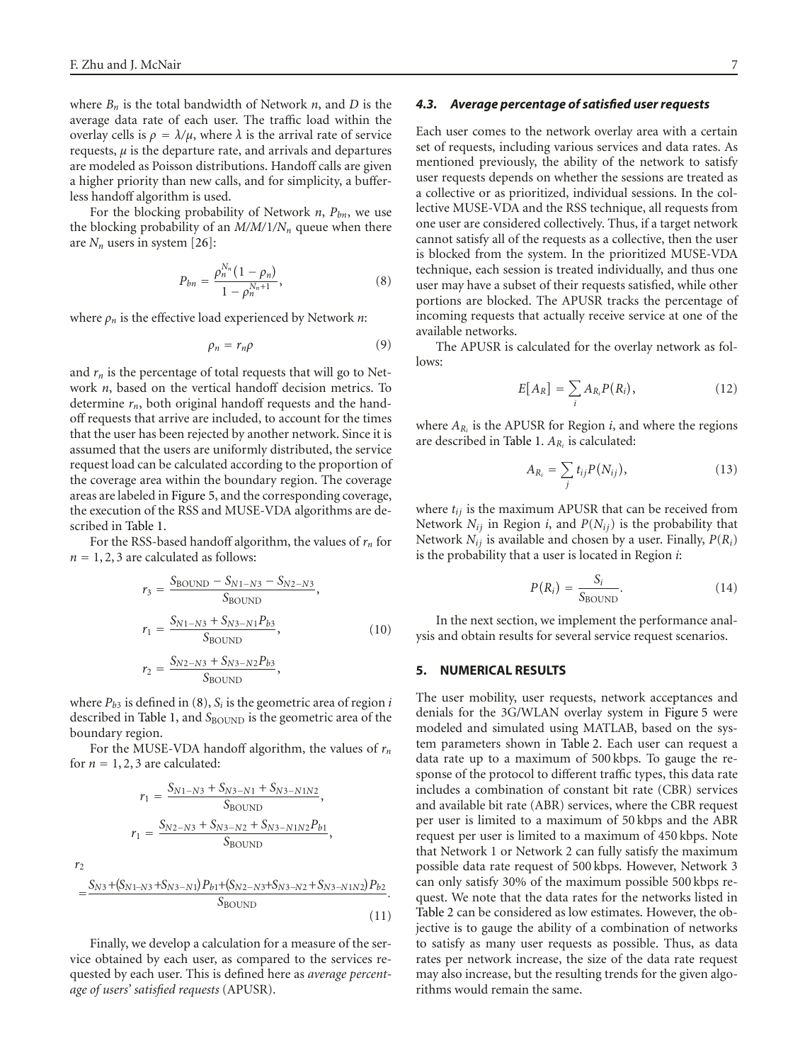where $B_n$ is the total bandwidth of Network $n$, and $D$ is the average data rate of each user. The traffic load within the overlay cells is $\rho = \lambda/\mu$, where $\lambda$ is the arrival rate of service requests, $\mu$ is the departure rate, and arrivals and departures are modeled as Poisson distributions. Handoff calls are given a higher priority than new calls, and for simplicity, a bufferless handoff algorithm is used.

For the blocking probability of Network $n$, $P_{bn}$, we use the blocking probability of an $M/M/1/N_n$ queue when there are $N_n$ users in system [26]:

$$P_{bn} = \frac{\rho_n^{N_n}(1-\rho_n)}{1-\rho_n^{N_n+1}}, \tag{8}$$

where $\rho_n$ is the effective load experienced by Network $n$:

$$\rho_n = r_n \rho \tag{9}$$

and $r_n$ is the percentage of total requests that will go to Network $n$, based on the vertical handoff decision metrics. To determine $r_n$, both original handoff requests and the handoff requests that arrive are included, to account for the times that the user has been rejected by another network. Since it is assumed that the users are uniformly distributed, the service request load can be calculated according to the proportion of the coverage area within the boundary region. The coverage areas are labeled in Figure 5, and the corresponding coverage, the execution of the RSS and MUSE-VDA algorithms are described in Table 1.

For the RSS-based handoff algorithm, the values of $r_n$ for $n = 1, 2, 3$ are calculated as follows:

$$\begin{aligned} r_3 &= \frac{S_{\text{BOUND}} - S_{N1-N3} - S_{N2-N3}}{S_{\text{BOUND}}}, \\ r_1 &= \frac{S_{N1-N3} + S_{N3-N1}P_{b3}}{S_{\text{BOUND}}}, \\ r_2 &= \frac{S_{N2-N3} + S_{N3-N2}P_{b3}}{S_{\text{BOUND}}}, \end{aligned} \tag{10}$$

where $P_{b3}$ is defined in (8), $S_i$ is the geometric area of region $i$ described in Table 1, and $S_{\text{BOUND}}$ is the geometric area of the boundary region.

For the MUSE-VDA handoff algorithm, the values of $r_n$ for $n = 1, 2, 3$ are calculated:

$$\begin{aligned} r_1 &= \frac{S_{N1-N3} + S_{N3-N1} + S_{N3-N1N2}}{S_{\text{BOUND}}}, \\ r_1 &= \frac{S_{N2-N3} + S_{N3-N2} + S_{N3-N1N2}P_{b1}}{S_{\text{BOUND}}}, \\ r_2 &= \frac{S_{N3} + (S_{N1-N3} + S_{N3-N1})P_{b1} + (S_{N2-N3} + S_{N3-N2} + S_{N3-N1N2})P_{b2}}{S_{\text{BOUND}}}. \end{aligned} \tag{11}$$

Finally, we develop a calculation for a measure of the service obtained by each user, as compared to the services requested by each user. This is defined here as *average percentage of users' satisfied requests* (APUSR).

### *4.3. Average percentage of satisfied user requests*

Each user comes to the network overlay area with a certain set of requests, including various services and data rates. As mentioned previously, the ability of the network to satisfy user requests depends on whether the sessions are treated as a collective or as prioritized, individual sessions. In the collective MUSE-VDA and the RSS technique, all requests from one user are considered collectively. Thus, if a target network cannot satisfy all of the requests as a collective, then the user is blocked from the system. In the prioritized MUSE-VDA technique, each session is treated individually, and thus one user may have a subset of their requests satisfied, while other portions are blocked. The APUSR tracks the percentage of incoming requests that actually receive service at one of the available networks.

The APUSR is calculated for the overlay network as follows:

$$E[A_R] = \sum_i A_{R_i} P(R_i), \tag{12}$$

where $A_{R_i}$ is the APUSR for Region $i$, and where the regions are described in Table 1. $A_{R_i}$ is calculated:

$$A_{R_i} = \sum_j t_{ij} P(N_{ij}), \tag{13}$$

where $t_{ij}$ is the maximum APUSR that can be received from Network $N_{ij}$ in Region $i$, and $P(N_{ij})$ is the probability that Network $N_{ij}$ is available and chosen by a user. Finally, $P(R_i)$ is the probability that a user is located in Region $i$:

$$P(R_i) = \frac{S_i}{S_{\text{BOUND}}}. \tag{14}$$

In the next section, we implement the performance analysis and obtain results for several service request scenarios.

## 5. NUMERICAL RESULTS

The user mobility, user requests, network acceptances and denials for the 3G/WLAN overlay system in Figure 5 were modeled and simulated using MATLAB, based on the system parameters shown in Table 2. Each user can request a data rate up to a maximum of 500 kbps. To gauge the response of the protocol to different traffic types, this data rate includes a combination of constant bit rate (CBR) services and available bit rate (ABR) services, where the CBR request per user is limited to a maximum of 50 kbps and the ABR request per user is limited to a maximum of 450 kbps. Note that Network 1 or Network 2 can fully satisfy the maximum possible data rate request of 500 kbps. However, Network 3 can only satisfy 30% of the maximum possible 500 kbps request. We note that the data rates for the networks listed in Table 2 can be considered as low estimates. However, the objective is to gauge the ability of a combination of networks to satisfy as many user requests as possible. Thus, as data rates per network increase, the size of the data rate request may also increase, but the resulting trends for the given algorithms would remain the same.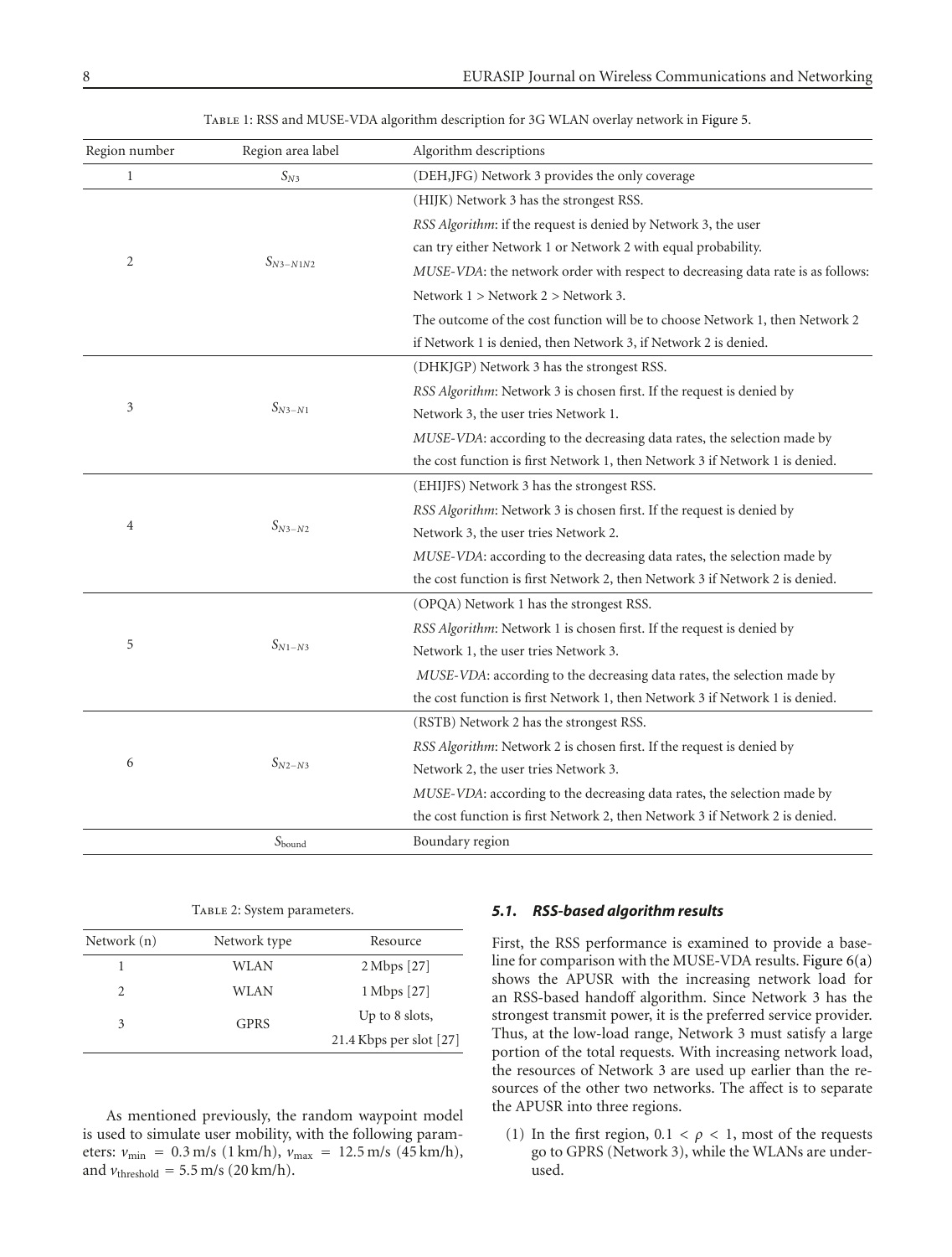Table 1: RSS and MUSE-VDA algorithm description for 3G WLAN overlay network in Figure 5.

| Region number | Region area label | Algorithm descriptions |
|---|---|---|
| 1 | $S_{N3}$ | (DEH,JFG) Network 3 provides the only coverage |
| 2 | $S_{N3-N1N2}$ | (HIJK) Network 3 has the strongest RSS. *RSS Algorithm*: if the request is denied by Network 3, the user can try either Network 1 or Network 2 with equal probability. *MUSE-VDA*: the network order with respect to decreasing data rate is as follows: Network 1 > Network 2 > Network 3. The outcome of the cost function will be to choose Network 1, then Network 2 if Network 1 is denied, then Network 3, if Network 2 is denied. |
| 3 | $S_{N3-N1}$ | (DHKJGP) Network 3 has the strongest RSS. *RSS Algorithm*: Network 3 is chosen first. If the request is denied by Network 3, the user tries Network 1. *MUSE-VDA*: according to the decreasing data rates, the selection made by the cost function is first Network 1, then Network 3 if Network 1 is denied. |
| 4 | $S_{N3-N2}$ | (EHIJFS) Network 3 has the strongest RSS. *RSS Algorithm*: Network 3 is chosen first. If the request is denied by Network 3, the user tries Network 2. *MUSE-VDA*: according to the decreasing data rates, the selection made by the cost function is first Network 2, then Network 3 if Network 2 is denied. |
| 5 | $S_{N1-N3}$ | (OPQA) Network 1 has the strongest RSS. *RSS Algorithm*: Network 1 is chosen first. If the request is denied by Network 1, the user tries Network 3. *MUSE-VDA*: according to the decreasing data rates, the selection made by the cost function is first Network 1, then Network 3 if Network 1 is denied. |
| 6 | $S_{N2-N3}$ | (RSTB) Network 2 has the strongest RSS. *RSS Algorithm*: Network 2 is chosen first. If the request is denied by Network 2, the user tries Network 3. *MUSE-VDA*: according to the decreasing data rates, the selection made by the cost function is first Network 2, then Network 3 if Network 2 is denied. |
| | $S_{\text{bound}}$ | Boundary region |

Table 2: System parameters.

| Network (n) | Network type | Resource |
|---|---|---|
| 1 | WLAN | 2 Mbps [27] |
| 2 | WLAN | 1 Mbps [27] |
| 3 | GPRS | Up to 8 slots, 21.4 Kbps per slot [27] |

As mentioned previously, the random waypoint model is used to simulate user mobility, with the following parameters: $v_{\min} = 0.3$ m/s (1 km/h), $v_{\max} = 12.5$ m/s (45 km/h), and $v_{\text{threshold}} = 5.5$ m/s (20 km/h).

### *5.1. RSS-based algorithm results*

First, the RSS performance is examined to provide a baseline for comparison with the MUSE-VDA results. Figure 6(a) shows the APUSR with the increasing network load for an RSS-based handoff algorithm. Since Network 3 has the strongest transmit power, it is the preferred service provider. Thus, at the low-load range, Network 3 must satisfy a large portion of the total requests. With increasing network load, the resources of Network 3 are used up earlier than the resources of the other two networks. The affect is to separate the APUSR into three regions.

(1) In the first region, $0.1 < \rho < 1$, most of the requests go to GPRS (Network 3), while the WLANs are underused.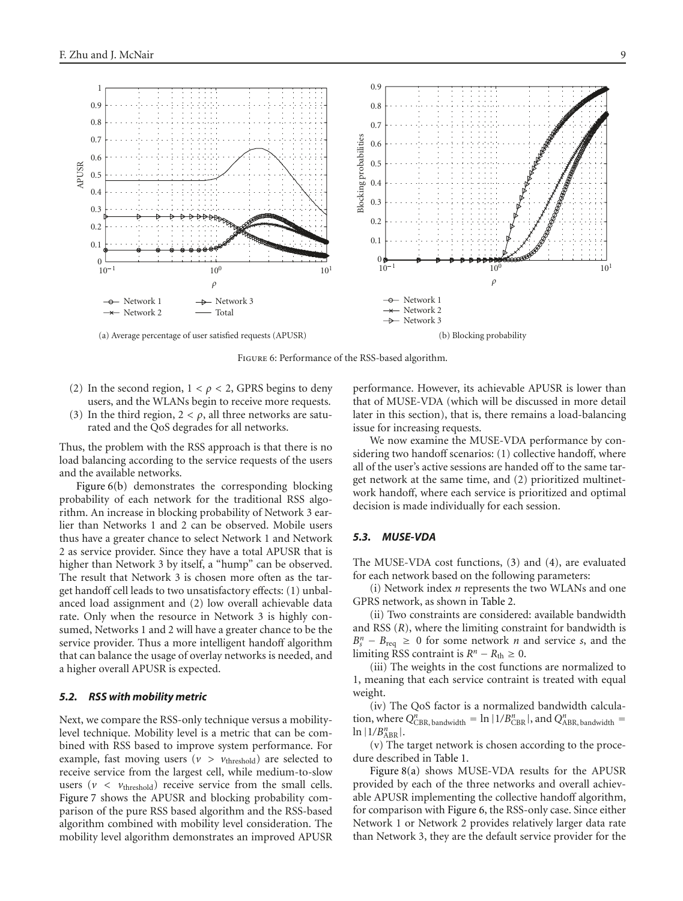(a) Average percentage of user satisfied requests (APUSR)

(b) Blocking probability

Figure 6: Performance of the RSS-based algorithm.

(2) In the second region, $1 < \rho < 2$, GPRS begins to deny users, and the WLANs begin to receive more requests.

(3) In the third region, $2 < \rho$, all three networks are saturated and the QoS degrades for all networks.

Thus, the problem with the RSS approach is that there is no load balancing according to the service requests of the users and the available networks.

Figure 6(b) demonstrates the corresponding blocking probability of each network for the traditional RSS algorithm. An increase in blocking probability of Network 3 earlier than Networks 1 and 2 can be observed. Mobile users thus have a greater chance to select Network 1 and Network 2 as service provider. Since they have a total APUSR that is higher than Network 3 by itself, a "hump" can be observed. The result that Network 3 is chosen more often as the target handoff cell leads to two unsatisfactory effects: (1) unbalanced load assignment and (2) low overall achievable data rate. Only when the resource in Network 3 is highly consumed, Networks 1 and 2 will have a greater chance to be the service provider. Thus a more intelligent handoff algorithm that can balance the usage of overlay networks is needed, and a higher overall APUSR is expected.

### *5.2. RSS with mobility metric*

Next, we compare the RSS-only technique versus a mobility-level technique. Mobility level is a metric that can be combined with RSS based to improve system performance. For example, fast moving users ($v > v_{\text{threshold}}$) are selected to receive service from the largest cell, while medium-to-slow users ($v < v_{\text{threshold}}$) receive service from the small cells. Figure 7 shows the APUSR and blocking probability comparison of the pure RSS based algorithm and the RSS-based algorithm combined with mobility level consideration. The mobility level algorithm demonstrates an improved APUSR performance. However, its achievable APUSR is lower than that of MUSE-VDA (which will be discussed in more detail later in this section), that is, there remains a load-balancing issue for increasing requests.

We now examine the MUSE-VDA performance by considering two handoff scenarios: (1) collective handoff, where all of the user's active sessions are handed off to the same target network at the same time, and (2) prioritized multinetwork handoff, where each service is prioritized and optimal decision is made individually for each session.

### *5.3. MUSE-VDA*

The MUSE-VDA cost functions, (3) and (4), are evaluated for each network based on the following parameters:

(i) Network index $n$ represents the two WLANs and one GPRS network, as shown in Table 2.

(ii) Two constraints are considered: available bandwidth and RSS ($R$), where the limiting constraint for bandwidth is $B_s^n - B_{\text{req}} \geq 0$ for some network $n$ and service $s$, and the limiting RSS contraint is $R^n - R_{\text{th}} \geq 0$.

(iii) The weights in the cost functions are normalized to 1, meaning that each service contraint is treated with equal weight.

(iv) The QoS factor is a normalized bandwidth calculation, where $Q^n_{\text{CBR, bandwidth}} = \ln|1/B^n_{\text{CBR}}|$, and $Q^n_{\text{ABR, bandwidth}} = \ln|1/B^n_{\text{ABR}}|$.

(v) The target network is chosen according to the procedure described in Table 1.

Figure 8(a) shows MUSE-VDA results for the APUSR provided by each of the three networks and overall achievable APUSR implementing the collective handoff algorithm, for comparison with Figure 6, the RSS-only case. Since either Network 1 or Network 2 provides relatively larger data rate than Network 3, they are the default service provider for the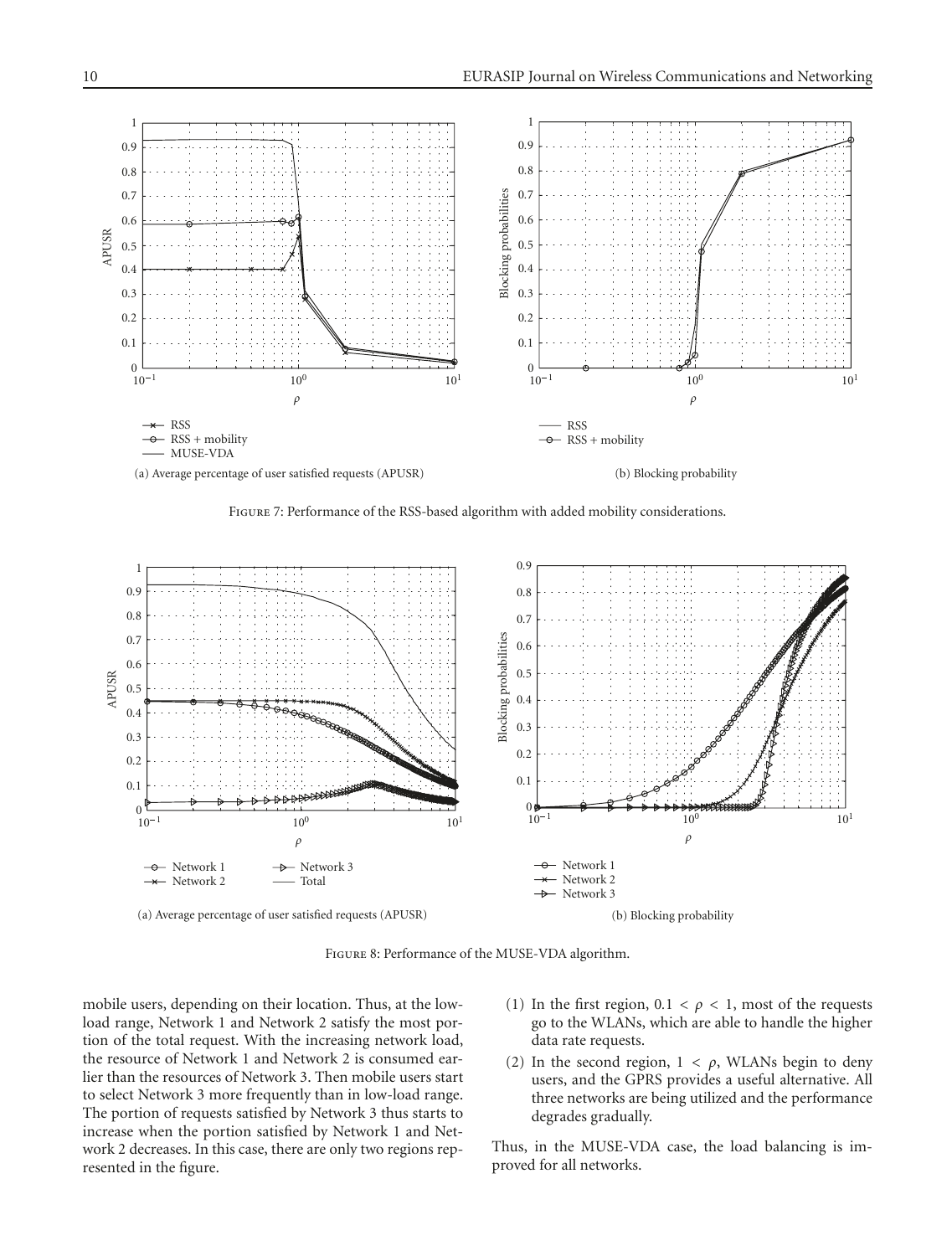(a) Average percentage of user satisfied requests (APUSR)

(b) Blocking probability

Figure 7: Performance of the RSS-based algorithm with added mobility considerations.

(a) Average percentage of user satisfied requests (APUSR)

(b) Blocking probability

Figure 8: Performance of the MUSE-VDA algorithm.

mobile users, depending on their location. Thus, at the low-load range, Network 1 and Network 2 satisfy the most portion of the total request. With the increasing network load, the resource of Network 1 and Network 2 is consumed earlier than the resources of Network 3. Then mobile users start to select Network 3 more frequently than in low-load range. The portion of requests satisfied by Network 3 thus starts to increase when the portion satisfied by Network 1 and Network 2 decreases. In this case, there are only two regions represented in the figure.

(1) In the first region, $0.1 < \rho < 1$, most of the requests go to the WLANs, which are able to handle the higher data rate requests.

(2) In the second region, $1 < \rho$, WLANs begin to deny users, and the GPRS provides a useful alternative. All three networks are being utilized and the performance degrades gradually.

Thus, in the MUSE-VDA case, the load balancing is improved for all networks.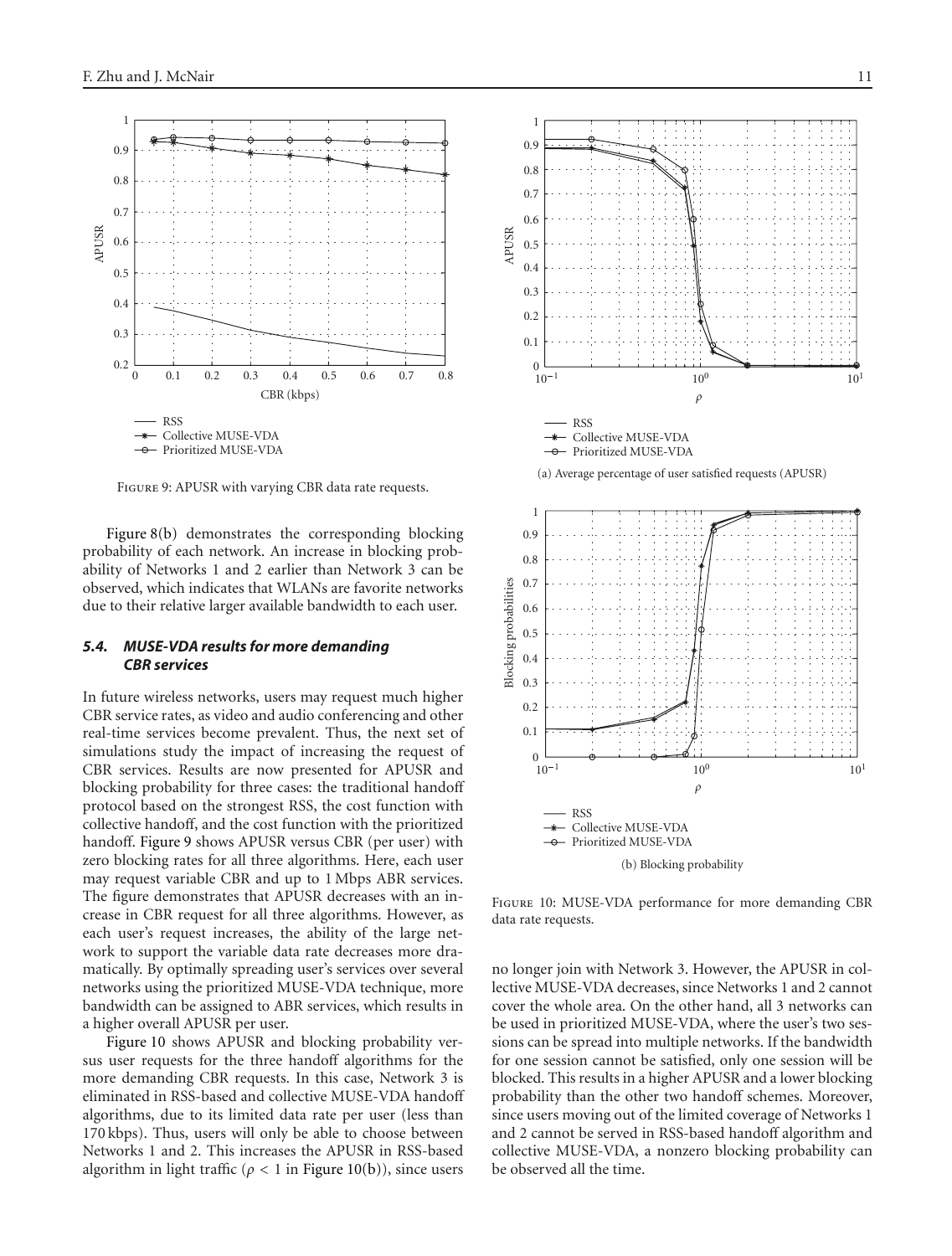Figure 9: APUSR with varying CBR data rate requests.

Figure 8(b) demonstrates the corresponding blocking probability of each network. An increase in blocking probability of Networks 1 and 2 earlier than Network 3 can be observed, which indicates that WLANs are favorite networks due to their relative larger available bandwidth to each user.

### 5.4. MUSE-VDA results for more demanding CBR services

In future wireless networks, users may request much higher CBR service rates, as video and audio conferencing and other real-time services become prevalent. Thus, the next set of simulations study the impact of increasing the request of CBR services. Results are now presented for APUSR and blocking probability for three cases: the traditional handoff protocol based on the strongest RSS, the cost function with collective handoff, and the cost function with the prioritized handoff. Figure 9 shows APUSR versus CBR (per user) with zero blocking rates for all three algorithms. Here, each user may request variable CBR and up to 1 Mbps ABR services. The figure demonstrates that APUSR decreases with an increase in CBR request for all three algorithms. However, as each user's request increases, the ability of the large network to support the variable data rate decreases more dramatically. By optimally spreading user's services over several networks using the prioritized MUSE-VDA technique, more bandwidth can be assigned to ABR services, which results in a higher overall APUSR per user.

Figure 10 shows APUSR and blocking probability versus user requests for the three handoff algorithms for the more demanding CBR requests. In this case, Network 3 is eliminated in RSS-based and collective MUSE-VDA handoff algorithms, due to its limited data rate per user (less than 170 kbps). Thus, users will only be able to choose between Networks 1 and 2. This increases the APUSR in RSS-based algorithm in light traffic ($\rho < 1$ in Figure 10(b)), since users no longer join with Network 3. However, the APUSR in collective MUSE-VDA decreases, since Networks 1 and 2 cannot cover the whole area. On the other hand, all 3 networks can be used in prioritized MUSE-VDA, where the user's two sessions can be spread into multiple networks. If the bandwidth for one session cannot be satisfied, only one session will be blocked. This results in a higher APUSR and a lower blocking probability than the other two handoff schemes. Moreover, since users moving out of the limited coverage of Networks 1 and 2 cannot be served in RSS-based handoff algorithm and collective MUSE-VDA, a nonzero blocking probability can be observed all the time.

(a) Average percentage of user satisfied requests (APUSR)

(b) Blocking probability

Figure 10: MUSE-VDA performance for more demanding CBR data rate requests.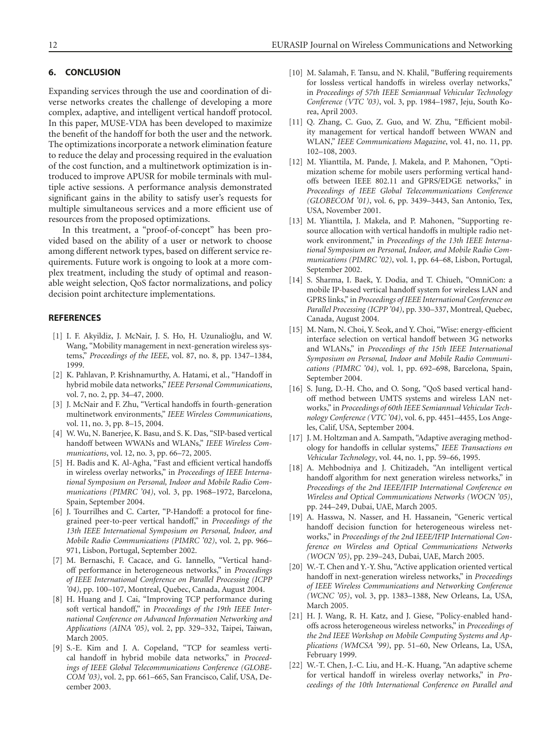## 6. CONCLUSION

Expanding services through the use and coordination of diverse networks creates the challenge of developing a more complex, adaptive, and intelligent vertical handoff protocol. In this paper, MUSE-VDA has been developed to maximize the benefit of the handoff for both the user and the network. The optimizations incorporate a network elimination feature to reduce the delay and processing required in the evaluation of the cost function, and a multinetwork optimization is introduced to improve APUSR for mobile terminals with multiple active sessions. A performance analysis demonstrated significant gains in the ability to satisfy user's requests for multiple simultaneous services and a more efficient use of resources from the proposed optimizations.

In this treatment, a "proof-of-concept" has been provided based on the ability of a user or network to choose among different network types, based on different service requirements. Future work is ongoing to look at a more complex treatment, including the study of optimal and reasonable weight selection, QoS factor normalizations, and policy decision point architecture implementations.

## REFERENCES

[1] I. F. Akyildiz, J. McNair, J. S. Ho, H. Uzunalioğlu, and W. Wang, "Mobility management in next-generation wireless systems," *Proceedings of the IEEE*, vol. 87, no. 8, pp. 1347–1384, 1999.

[2] K. Pahlavan, P. Krishnamurthy, A. Hatami, et al., "Handoff in hybrid mobile data networks," *IEEE Personal Communications*, vol. 7, no. 2, pp. 34–47, 2000.

[3] J. McNair and F. Zhu, "Vertical handoffs in fourth-generation multinetwork environments," *IEEE Wireless Communications*, vol. 11, no. 3, pp. 8–15, 2004.

[4] W. Wu, N. Banerjee, K. Basu, and S. K. Das, "SIP-based vertical handoff between WWANs and WLANs," *IEEE Wireless Communications*, vol. 12, no. 3, pp. 66–72, 2005.

[5] H. Badis and K. Al-Agha, "Fast and efficient vertical handoffs in wireless overlay networks," in *Proceedings of IEEE International Symposium on Personal, Indoor and Mobile Radio Communications (PIMRC '04)*, vol. 3, pp. 1968–1972, Barcelona, Spain, September 2004.

[6] J. Tourrilhes and C. Carter, "P-Handoff: a protocol for fine-grained peer-to-peer vertical handoff," in *Proceedings of the 13th IEEE International Symposium on Personal, Indoor, and Mobile Radio Communications (PIMRC '02)*, vol. 2, pp. 966–971, Lisbon, Portugal, September 2002.

[7] M. Bernaschi, F. Cacace, and G. Iannello, "Vertical handoff performance in heterogeneous networks," in *Proceedings of IEEE International Conference on Parallel Processing (ICPP '04)*, pp. 100–107, Montreal, Quebec, Canada, August 2004.

[8] H. Huang and J. Cai, "Improving TCP performance during soft vertical handoff," in *Proceedings of the 19th IEEE International Conference on Advanced Information Networking and Applications (AINA '05)*, vol. 2, pp. 329–332, Taipei, Taiwan, March 2005.

[9] S.-E. Kim and J. A. Copeland, "TCP for seamless vertical handoff in hybrid mobile data networks," in *Proceedings of IEEE Global Telecommunications Conference (GLOBECOM '03)*, vol. 2, pp. 661–665, San Francisco, Calif, USA, December 2003.

[10] M. Salamah, F. Tansu, and N. Khalil, "Buffering requirements for lossless vertical handoffs in wireless overlay networks," in *Proceedings of 57th IEEE Semiannual Vehicular Technology Conference (VTC '03)*, vol. 3, pp. 1984–1987, Jeju, South Korea, April 2003.

[11] Q. Zhang, C. Guo, Z. Guo, and W. Zhu, "Efficient mobility management for vertical handoff between WWAN and WLAN," *IEEE Communications Magazine*, vol. 41, no. 11, pp. 102–108, 2003.

[12] M. Ylianttila, M. Pande, J. Makela, and P. Mahonen, "Optimization scheme for mobile users performing vertical handoffs between IEEE 802.11 and GPRS/EDGE networks," in *Proceedings of IEEE Global Telecommunications Conference (GLOBECOM '01)*, vol. 6, pp. 3439–3443, San Antonio, Tex, USA, November 2001.

[13] M. Ylianttila, J. Makela, and P. Mahonen, "Supporting resource allocation with vertical handoffs in multiple radio network environment," in *Proceedings of the 13th IEEE International Symposium on Personal, Indoor, and Mobile Radio Communications (PIMRC '02)*, vol. 1, pp. 64–68, Lisbon, Portugal, September 2002.

[14] S. Sharma, I. Baek, Y. Dodia, and T. Chiueh, "OmniCon: a mobile IP-based vertical handoff system for wireless LAN and GPRS links," in *Proceedings of IEEE International Conference on Parallel Processing (ICPP '04)*, pp. 330–337, Montreal, Quebec, Canada, August 2004.

[15] M. Nam, N. Choi, Y. Seok, and Y. Choi, "Wise: energy-efficient interface selection on vertical handoff between 3G networks and WLANs," in *Proceedings of the 15th IEEE International Symposium on Personal, Indoor and Mobile Radio Communications (PIMRC '04)*, vol. 1, pp. 692–698, Barcelona, Spain, September 2004.

[16] S. Jung, D.-H. Cho, and O. Song, "QoS based vertical handoff method between UMTS systems and wireless LAN networks," in *Proceedings of 60th IEEE Semiannual Vehicular Technology Conference (VTC '04)*, vol. 6, pp. 4451–4455, Los Angeles, Calif, USA, September 2004.

[17] J. M. Holtzman and A. Sampath, "Adaptive averaging methodology for handoffs in cellular systems," *IEEE Transactions on Vehicular Technology*, vol. 44, no. 1, pp. 59–66, 1995.

[18] A. Mehbodniya and J. Chitizadeh, "An intelligent vertical handoff algorithm for next generation wireless networks," in *Proceedings of the 2nd IEEE/IFIP International Conference on Wireless and Optical Communications Networks (WOCN '05)*, pp. 244–249, Dubai, UAE, March 2005.

[19] A. Hasswa, N. Nasser, and H. Hassanein, "Generic vertical handoff decision function for heterogeneous wireless networks," in *Proceedings of the 2nd IEEE/IFIP International Conference on Wireless and Optical Communications Networks (WOCN '05)*, pp. 239–243, Dubai, UAE, March 2005.

[20] W.-T. Chen and Y.-Y. Shu, "Active application oriented vertical handoff in next-generation wireless networks," in *Proceedings of IEEE Wireless Communications and Networking Conference (WCNC '05)*, vol. 3, pp. 1383–1388, New Orleans, La, USA, March 2005.

[21] H. J. Wang, R. H. Katz, and J. Giese, "Policy-enabled handoffs across heterogeneous wireless networks," in *Proceedings of the 2nd IEEE Workshop on Mobile Computing Systems and Applications (WMCSA '99)*, pp. 51–60, New Orleans, La, USA, February 1999.

[22] W.-T. Chen, J.-C. Liu, and H.-K. Huang, "An adaptive scheme for vertical handoff in wireless overlay networks," in *Proceedings of the 10th International Conference on Parallel and*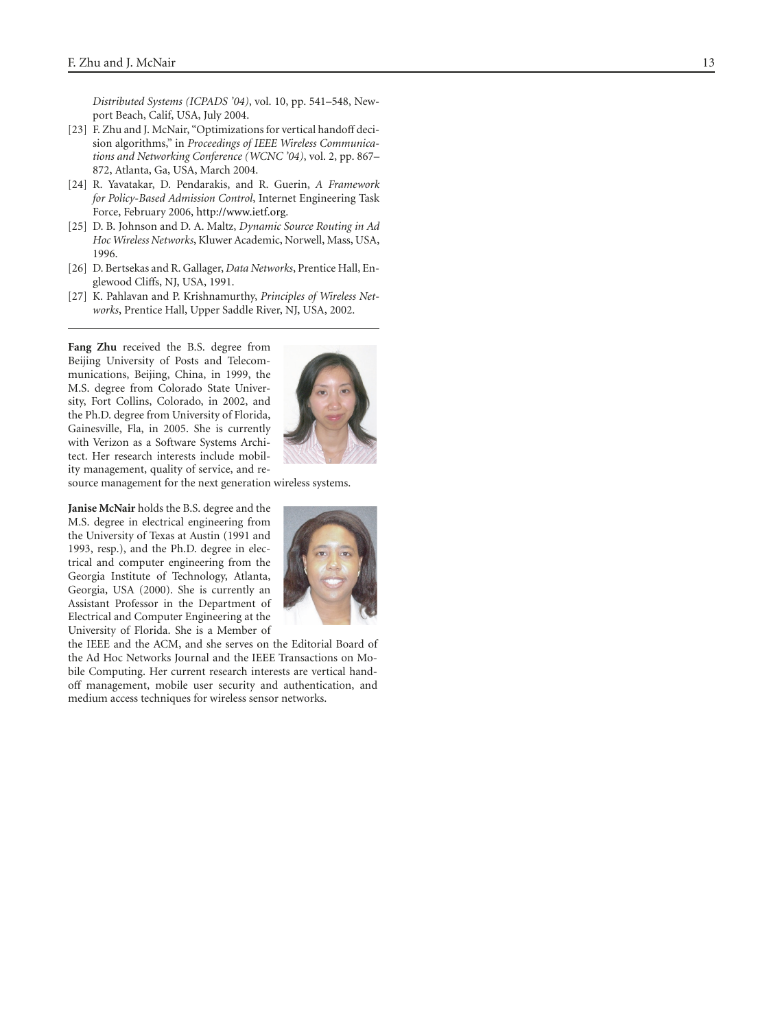Distributed Systems (ICPADS '04)*, vol. 10, pp. 541–548, Newport Beach, Calif, USA, July 2004.

[23] F. Zhu and J. McNair, "Optimizations for vertical handoff decision algorithms," in *Proceedings of IEEE Wireless Communications and Networking Conference (WCNC '04)*, vol. 2, pp. 867–872, Atlanta, Ga, USA, March 2004.

[24] R. Yavatakar, D. Pendarakis, and R. Guerin, *A Framework for Policy-Based Admission Control*, Internet Engineering Task Force, February 2006, http://www.ietf.org.

[25] D. B. Johnson and D. A. Maltz, *Dynamic Source Routing in Ad Hoc Wireless Networks*, Kluwer Academic, Norwell, Mass, USA, 1996.

[26] D. Bertsekas and R. Gallager, *Data Networks*, Prentice Hall, Englewood Cliffs, NJ, USA, 1991.

[27] K. Pahlavan and P. Krishnamurthy, *Principles of Wireless Networks*, Prentice Hall, Upper Saddle River, NJ, USA, 2002.

---

**Fang Zhu** received the B.S. degree from Beijing University of Posts and Telecommunications, Beijing, China, in 1999, the M.S. degree from Colorado State University, Fort Collins, Colorado, in 2002, and the Ph.D. degree from University of Florida, Gainesville, Fla, in 2005. She is currently with Verizon as a Software Systems Architect. Her research interests include mobility management, quality of service, and resource management for the next generation wireless systems.

**Janise McNair** holds the B.S. degree and the M.S. degree in electrical engineering from the University of Texas at Austin (1991 and 1993, resp.), and the Ph.D. degree in electrical and computer engineering from the Georgia Institute of Technology, Atlanta, Georgia, USA (2000). She is currently an Assistant Professor in the Department of Electrical and Computer Engineering at the University of Florida. She is a Member of the IEEE and the ACM, and she serves on the Editorial Board of the Ad Hoc Networks Journal and the IEEE Transactions on Mobile Computing. Her current research interests are vertical handoff management, mobile user security and authentication, and medium access techniques for wireless sensor networks.